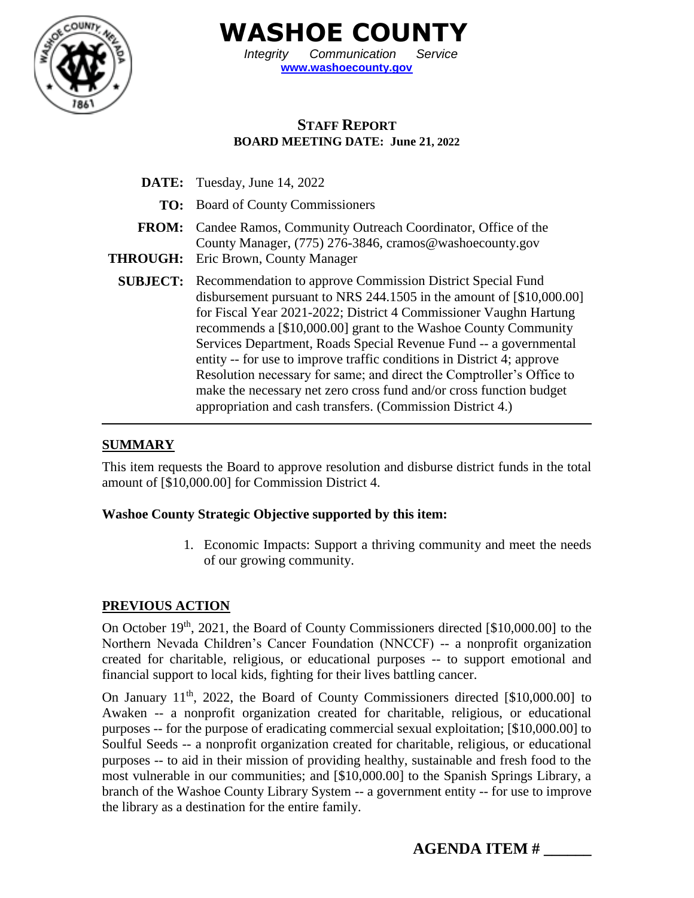# WASHOE COUNTY

*Integrity Communication Service*

**www.washoecounty.gov**

## STAFF REPORT

**BOARD MEETING DATE: June 21, 2022**

**DATE:** Tuesday, June 14, 2022

**TO:** Board of County Commissioners

**FROM:** Candee Ramos, Community Outreach Coordinator, Office of the County Manager, (775) 276-3846, cramos@washoecounty.gov

**THROUGH:** Eric Brown, County Manager

**SUBJECT:** Recommendation to approve Commission District Special Fund disbursement pursuant to NRS 244.1505 in the amount of [$10,000.00] for Fiscal Year 2021-2022; District 4 Commissioner Vaughn Hartung recommends a [$10,000.00] grant to the Washoe County Community Services Department, Roads Special Revenue Fund -- a governmental entity -- for use to improve traffic conditions in District 4; approve Resolution necessary for same; and direct the Comptroller's Office to make the necessary net zero cross fund and/or cross function budget appropriation and cash transfers. (Commission District 4.)

## SUMMARY

This item requests the Board to approve resolution and disburse district funds in the total amount of [$10,000.00] for Commission District 4.

**Washoe County Strategic Objective supported by this item:**

1. Economic Impacts: Support a thriving community and meet the needs of our growing community.

## PREVIOUS ACTION

On October 19th, 2021, the Board of County Commissioners directed [$10,000.00] to the Northern Nevada Children's Cancer Foundation (NNCCF) -- a nonprofit organization created for charitable, religious, or educational purposes -- to support emotional and financial support to local kids, fighting for their lives battling cancer.

On January 11th, 2022, the Board of County Commissioners directed [$10,000.00] to Awaken -- a nonprofit organization created for charitable, religious, or educational purposes -- for the purpose of eradicating commercial sexual exploitation; [$10,000.00] to Soulful Seeds -- a nonprofit organization created for charitable, religious, or educational purposes -- to aid in their mission of providing healthy, sustainable and fresh food to the most vulnerable in our communities; and [$10,000.00] to the Spanish Springs Library, a branch of the Washoe County Library System -- a government entity -- for use to improve the library as a destination for the entire family.

**AGENDA ITEM # ______**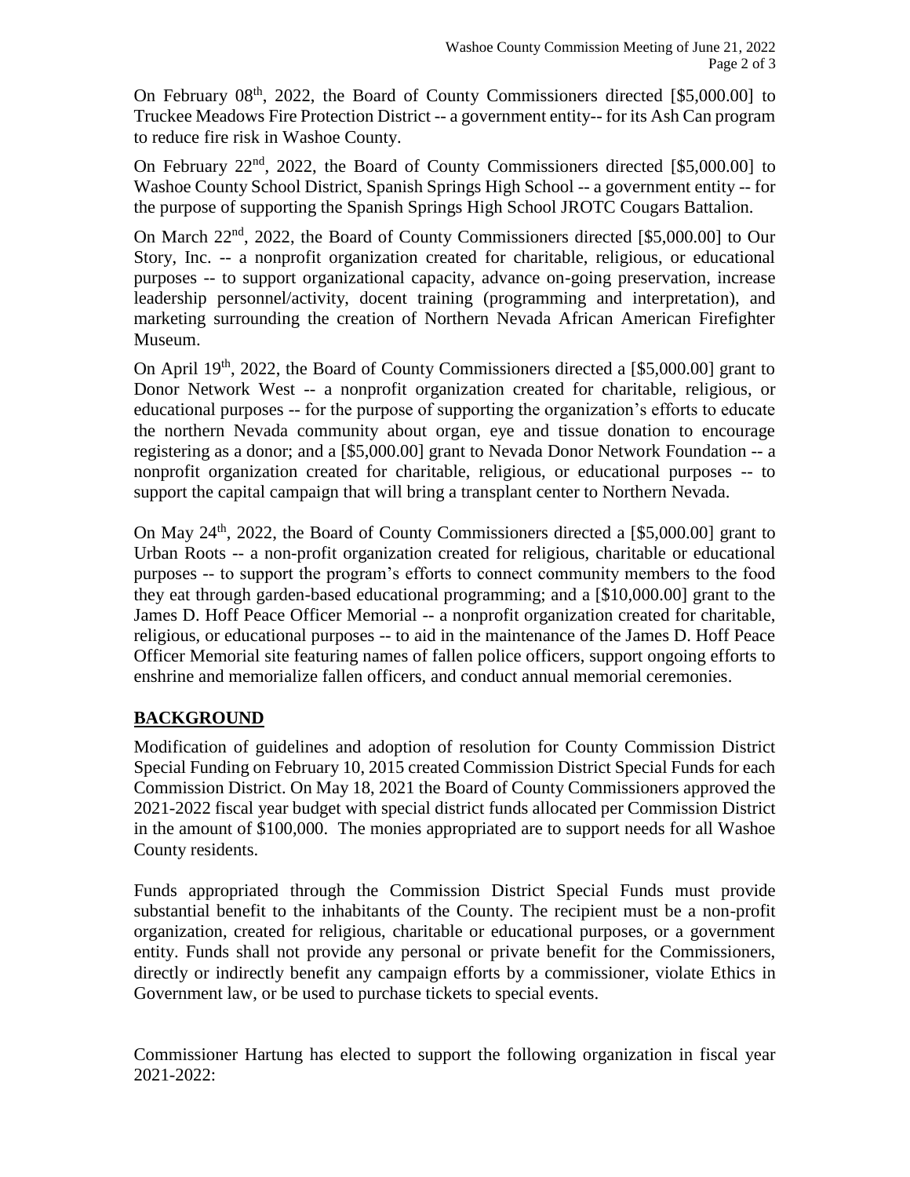On February 08th, 2022, the Board of County Commissioners directed [$5,000.00] to Truckee Meadows Fire Protection District -- a government entity-- for its Ash Can program to reduce fire risk in Washoe County.

On February 22nd, 2022, the Board of County Commissioners directed [$5,000.00] to Washoe County School District, Spanish Springs High School -- a government entity -- for the purpose of supporting the Spanish Springs High School JROTC Cougars Battalion.

On March 22nd, 2022, the Board of County Commissioners directed [$5,000.00] to Our Story, Inc. -- a nonprofit organization created for charitable, religious, or educational purposes -- to support organizational capacity, advance on-going preservation, increase leadership personnel/activity, docent training (programming and interpretation), and marketing surrounding the creation of Northern Nevada African American Firefighter Museum.

On April 19th, 2022, the Board of County Commissioners directed a [$5,000.00] grant to Donor Network West -- a nonprofit organization created for charitable, religious, or educational purposes -- for the purpose of supporting the organization's efforts to educate the northern Nevada community about organ, eye and tissue donation to encourage registering as a donor; and a [$5,000.00] grant to Nevada Donor Network Foundation -- a nonprofit organization created for charitable, religious, or educational purposes -- to support the capital campaign that will bring a transplant center to Northern Nevada.

On May 24th, 2022, the Board of County Commissioners directed a [$5,000.00] grant to Urban Roots -- a non-profit organization created for religious, charitable or educational purposes -- to support the program's efforts to connect community members to the food they eat through garden-based educational programming; and a [$10,000.00] grant to the James D. Hoff Peace Officer Memorial -- a nonprofit organization created for charitable, religious, or educational purposes -- to aid in the maintenance of the James D. Hoff Peace Officer Memorial site featuring names of fallen police officers, support ongoing efforts to enshrine and memorialize fallen officers, and conduct annual memorial ceremonies.

## BACKGROUND

Modification of guidelines and adoption of resolution for County Commission District Special Funding on February 10, 2015 created Commission District Special Funds for each Commission District. On May 18, 2021 the Board of County Commissioners approved the 2021-2022 fiscal year budget with special district funds allocated per Commission District in the amount of $100,000. The monies appropriated are to support needs for all Washoe County residents.

Funds appropriated through the Commission District Special Funds must provide substantial benefit to the inhabitants of the County. The recipient must be a non-profit organization, created for religious, charitable or educational purposes, or a government entity. Funds shall not provide any personal or private benefit for the Commissioners, directly or indirectly benefit any campaign efforts by a commissioner, violate Ethics in Government law, or be used to purchase tickets to special events.

Commissioner Hartung has elected to support the following organization in fiscal year 2021-2022: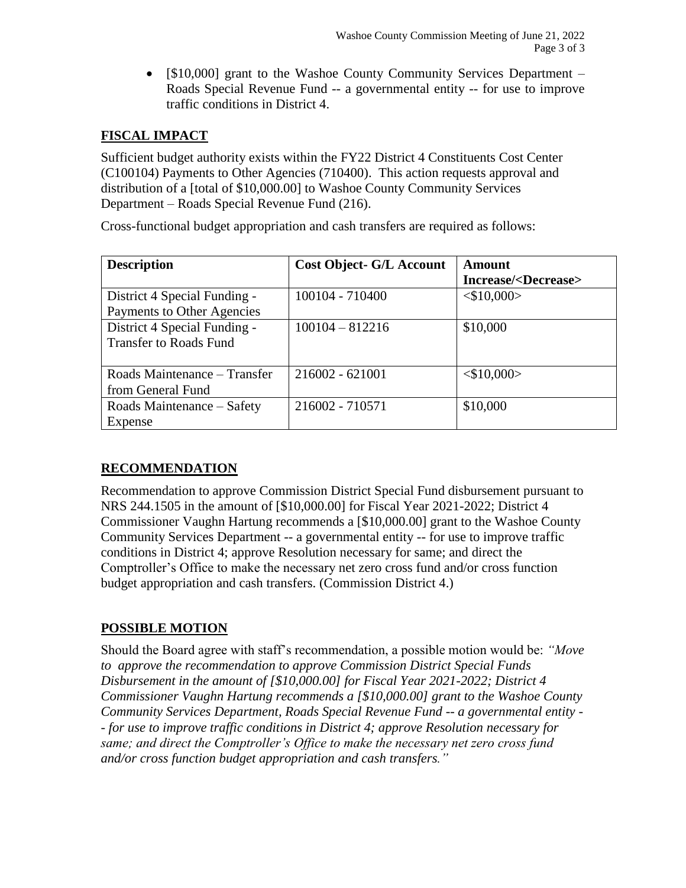- [$10,000] grant to the Washoe County Community Services Department – Roads Special Revenue Fund -- a governmental entity -- for use to improve traffic conditions in District 4.

## FISCAL IMPACT

Sufficient budget authority exists within the FY22 District 4 Constituents Cost Center (C100104) Payments to Other Agencies (710400). This action requests approval and distribution of a [total of $10,000.00] to Washoe County Community Services Department – Roads Special Revenue Fund (216).

Cross-functional budget appropriation and cash transfers are required as follows:

| Description | Cost Object- G/L Account | Amount Increase/<Decrease> |
|---|---|---|
| District 4 Special Funding - Payments to Other Agencies | 100104 - 710400 | <$10,000> |
| District 4 Special Funding - Transfer to Roads Fund | 100104 – 812216 | $10,000 |
| Roads Maintenance – Transfer from General Fund | 216002 - 621001 | <$10,000> |
| Roads Maintenance – Safety Expense | 216002 - 710571 | $10,000 |

## RECOMMENDATION

Recommendation to approve Commission District Special Fund disbursement pursuant to NRS 244.1505 in the amount of [$10,000.00] for Fiscal Year 2021-2022; District 4 Commissioner Vaughn Hartung recommends a [$10,000.00] grant to the Washoe County Community Services Department -- a governmental entity -- for use to improve traffic conditions in District 4; approve Resolution necessary for same; and direct the Comptroller's Office to make the necessary net zero cross fund and/or cross function budget appropriation and cash transfers. (Commission District 4.)

## POSSIBLE MOTION

Should the Board agree with staff's recommendation, a possible motion would be: *"Move to approve the recommendation to approve Commission District Special Funds Disbursement in the amount of [$10,000.00] for Fiscal Year 2021-2022; District 4 Commissioner Vaughn Hartung recommends a [$10,000.00] grant to the Washoe County Community Services Department, Roads Special Revenue Fund -- a governmental entity -- for use to improve traffic conditions in District 4; approve Resolution necessary for same; and direct the Comptroller's Office to make the necessary net zero cross fund and/or cross function budget appropriation and cash transfers."*